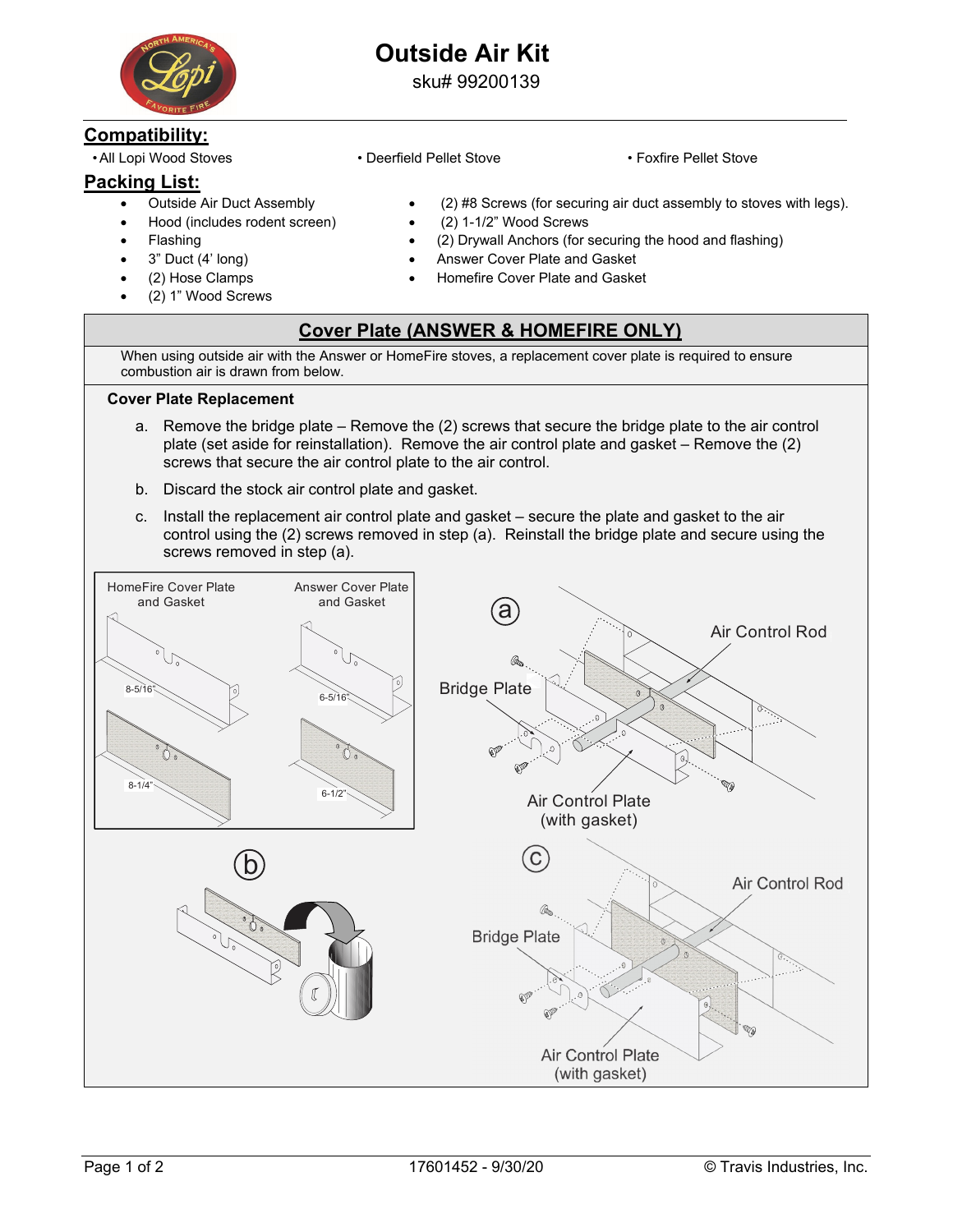# Outside Air Kit

sku# 99200139

## Compatibility:

- All Lopi Wood Stoves
- Deerfield Pellet Stove
- Foxfire Pellet Stove

## Packing List:

- Outside Air Duct Assembly
- Hood (includes rodent screen)
- Flashing
- 3" Duct (4' long)
- (2) Hose Clamps
- (2) 1" Wood Screws
- (2) #8 Screws (for securing air duct assembly to stoves with legs).
- (2) 1-1/2" Wood Screws
- (2) Drywall Anchors (for securing the hood and flashing)
- Answer Cover Plate and Gasket
- Homefire Cover Plate and Gasket

## Cover Plate (ANSWER & HOMEFIRE ONLY)

When using outside air with the Answer or HomeFire stoves, a replacement cover plate is required to ensure combustion air is drawn from below.

### Cover Plate Replacement

a. Remove the bridge plate – Remove the (2) screws that secure the bridge plate to the air control plate (set aside for reinstallation). Remove the air control plate and gasket – Remove the (2) screws that secure the air control plate to the air control.

b. Discard the stock air control plate and gasket.

c. Install the replacement air control plate and gasket – secure the plate and gasket to the air control using the (2) screws removed in step (a). Reinstall the bridge plate and secure using the screws removed in step (a).

HomeFire Cover Plate and Gasket — 8-5/16", 8-1/4"

Answer Cover Plate and Gasket — 6-5/16", 6-1/2"

(a) Bridge Plate, Air Control Rod, Air Control Plate (with gasket)

(b)

(c) Bridge Plate, Air Control Rod, Air Control Plate (with gasket)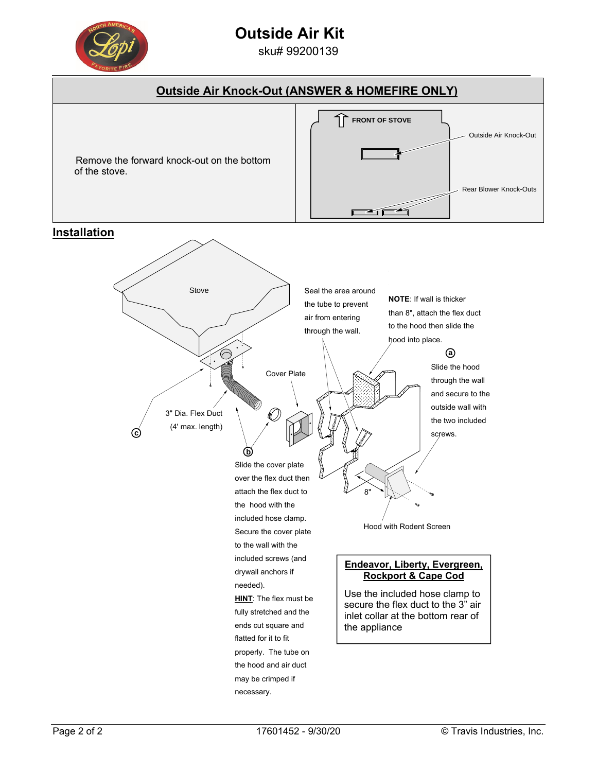# Outside Air Kit

sku# 99200139

## Outside Air Knock-Out (ANSWER & HOMEFIRE ONLY)

Remove the forward knock-out on the bottom of the stove.

FRONT OF STOVE

Outside Air Knock-Out

Rear Blower Knock-Outs

## Installation

Stove

Seal the area around the tube to prevent air from entering through the wall.

**NOTE**: If wall is thicker than 8", attach the flex duct to the hood then slide the hood into place.

ⓐ Slide the hood through the wall and secure to the outside wall with the two included screws.

Cover Plate

3" Dia. Flex Duct (4' max. length)

ⓒ

ⓑ Slide the cover plate over the flex duct then attach the flex duct to the hood with the included hose clamp. Secure the cover plate to the wall with the included screws (and drywall anchors if needed).

**HINT**: The flex must be fully stretched and the ends cut square and flatted for it to fit properly. The tube on the hood and air duct may be crimped if necessary.

8"

Hood with Rodent Screen

### Endeavor, Liberty, Evergreen, Rockport & Cape Cod

Use the included hose clamp to secure the flex duct to the 3" air inlet collar at the bottom rear of the appliance